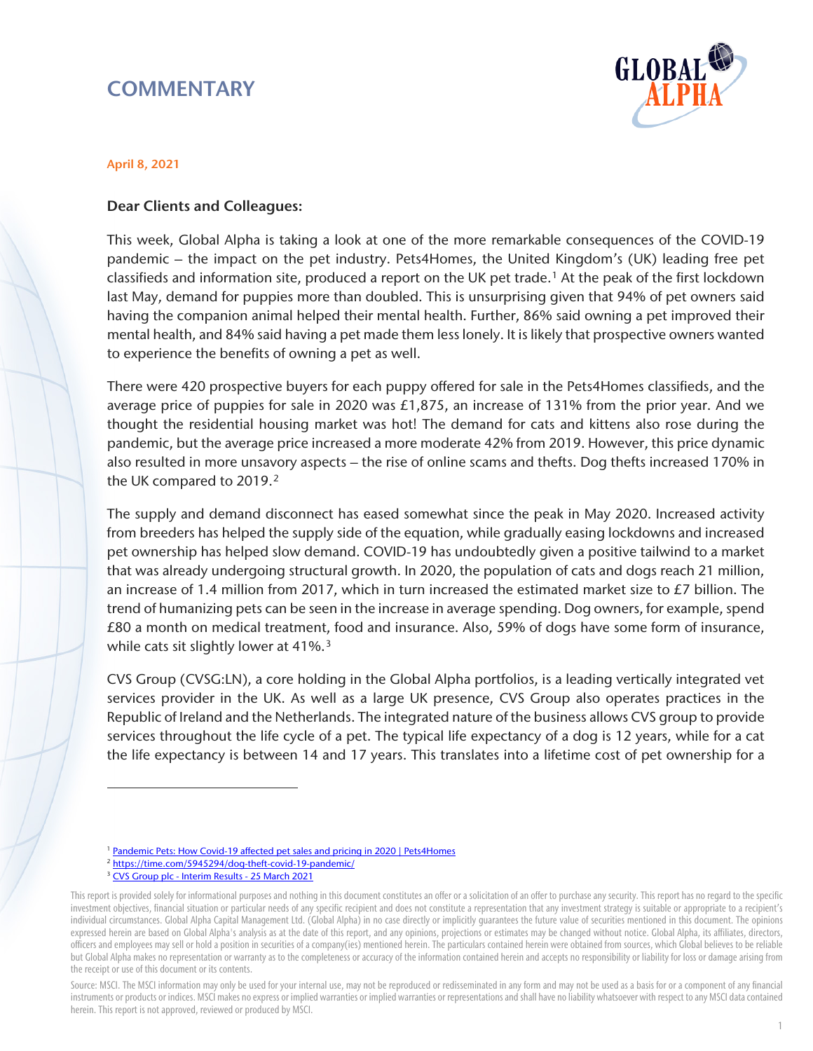# COMMENTARY

April 8, 2021

### Dear Clients and Colleagues:

This week, Global Alpha is taking a look at one of the more remarkable consequences of the COVID-19 pandemic – the impact on the pet industry. Pets4Homes, the United Kingdom's (UK) leading free pet classifieds and information site, produced a report on the UK pet trade.[1] At the peak of the first lockdown last May, demand for puppies more than doubled. This is unsurprising given that 94% of pet owners said having the companion animal helped their mental health. Further, 86% said owning a pet improved their mental health, and 84% said having a pet made them less lonely. It is likely that prospective owners wanted to experience the benefits of owning a pet as well.

There were 420 prospective buyers for each puppy offered for sale in the Pets4Homes classifieds, and the average price of puppies for sale in 2020 was £1,875, an increase of 131% from the prior year. And we thought the residential housing market was hot! The demand for cats and kittens also rose during the pandemic, but the average price increased a more moderate 42% from 2019. However, this price dynamic also resulted in more unsavory aspects – the rise of online scams and thefts. Dog thefts increased 170% in the UK compared to 2019.[2]

The supply and demand disconnect has eased somewhat since the peak in May 2020. Increased activity from breeders has helped the supply side of the equation, while gradually easing lockdowns and increased pet ownership has helped slow demand. COVID-19 has undoubtedly given a positive tailwind to a market that was already undergoing structural growth. In 2020, the population of cats and dogs reach 21 million, an increase of 1.4 million from 2017, which in turn increased the estimated market size to £7 billion. The trend of humanizing pets can be seen in the increase in average spending. Dog owners, for example, spend £80 a month on medical treatment, food and insurance. Also, 59% of dogs have some form of insurance, while cats sit slightly lower at 41%.[3]

CVS Group (CVSG:LN), a core holding in the Global Alpha portfolios, is a leading vertically integrated vet services provider in the UK. As well as a large UK presence, CVS Group also operates practices in the Republic of Ireland and the Netherlands. The integrated nature of the business allows CVS group to provide services throughout the life cycle of a pet. The typical life expectancy of a dog is 12 years, while for a cat the life expectancy is between 14 and 17 years. This translates into a lifetime cost of pet ownership for a

---

[1] Pandemic Pets: How Covid-19 affected pet sales and pricing in 2020 | Pets4Homes

[2] https://time.com/5945294/dog-theft-covid-19-pandemic/

[3] CVS Group plc - Interim Results - 25 March 2021

This report is provided solely for informational purposes and nothing in this document constitutes an offer or a solicitation of an offer to purchase any security. This report has no regard to the specific investment objectives, financial situation or particular needs of any specific recipient and does not constitute a representation that any investment strategy is suitable or appropriate to a recipient's individual circumstances. Global Alpha Capital Management Ltd. (Global Alpha) in no case directly or implicitly guarantees the future value of securities mentioned in this document. The opinions expressed herein are based on Global Alpha's analysis as at the date of this report, and any opinions, projections or estimates may be changed without notice. Global Alpha, its affiliates, directors, officers and employees may sell or hold a position in securities of a company(ies) mentioned herein. The particulars contained herein were obtained from sources, which Global believes to be reliable but Global Alpha makes no representation or warranty as to the completeness or accuracy of the information contained herein and accepts no responsibility or liability for loss or damage arising from the receipt or use of this document or its contents.

Source: MSCI. The MSCI information may only be used for your internal use, may not be reproduced or redisseminated in any form and may not be used as a basis for or a component of any financial instruments or products or indices. MSCI makes no express or implied warranties or implied warranties or representations and shall have no liability whatsoever with respect to any MSCI data contained herein. This report is not approved, reviewed or produced by MSCI.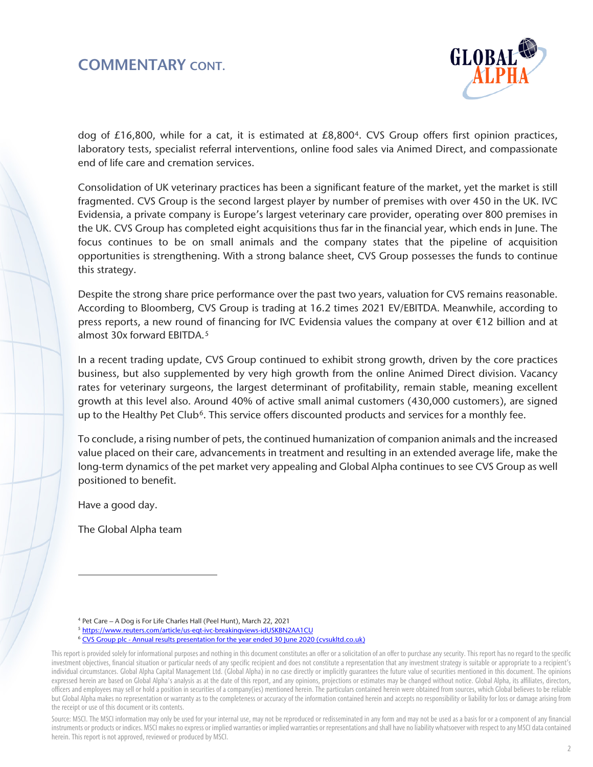## COMMENTARY CONT.

dog of £16,800, while for a cat, it is estimated at £8,800[4]. CVS Group offers first opinion practices, laboratory tests, specialist referral interventions, online food sales via Animed Direct, and compassionate end of life care and cremation services.

Consolidation of UK veterinary practices has been a significant feature of the market, yet the market is still fragmented. CVS Group is the second largest player by number of premises with over 450 in the UK. IVC Evidensia, a private company is Europe's largest veterinary care provider, operating over 800 premises in the UK. CVS Group has completed eight acquisitions thus far in the financial year, which ends in June. The focus continues to be on small animals and the company states that the pipeline of acquisition opportunities is strengthening. With a strong balance sheet, CVS Group possesses the funds to continue this strategy.

Despite the strong share price performance over the past two years, valuation for CVS remains reasonable. According to Bloomberg, CVS Group is trading at 16.2 times 2021 EV/EBITDA. Meanwhile, according to press reports, a new round of financing for IVC Evidensia values the company at over €12 billion and at almost 30x forward EBITDA.[5]

In a recent trading update, CVS Group continued to exhibit strong growth, driven by the core practices business, but also supplemented by very high growth from the online Animed Direct division. Vacancy rates for veterinary surgeons, the largest determinant of profitability, remain stable, meaning excellent growth at this level also. Around 40% of active small animal customers (430,000 customers), are signed up to the Healthy Pet Club[6]. This service offers discounted products and services for a monthly fee.

To conclude, a rising number of pets, the continued humanization of companion animals and the increased value placed on their care, advancements in treatment and resulting in an extended average life, make the long-term dynamics of the pet market very appealing and Global Alpha continues to see CVS Group as well positioned to benefit.

Have a good day.

The Global Alpha team

---

[4] Pet Care – A Dog is For Life Charles Hall (Peel Hunt), March 22, 2021

[5] https://www.reuters.com/article/us-eqt-ivc-breakingviews-idUSKBN2AA1CU

[6] CVS Group plc - Annual results presentation for the year ended 30 June 2020 (cvsukltd.co.uk)

This report is provided solely for informational purposes and nothing in this document constitutes an offer or a solicitation of an offer to purchase any security. This report has no regard to the specific investment objectives, financial situation or particular needs of any specific recipient and does not constitute a representation that any investment strategy is suitable or appropriate to a recipient's individual circumstances. Global Alpha Capital Management Ltd. (Global Alpha) in no case directly or implicitly guarantees the future value of securities mentioned in this document. The opinions expressed herein are based on Global Alpha's analysis as at the date of this report, and any opinions, projections or estimates may be changed without notice. Global Alpha, its affiliates, directors, officers and employees may sell or hold a position in securities of a company(ies) mentioned herein. The particulars contained herein were obtained from sources, which Global believes to be reliable but Global Alpha makes no representation or warranty as to the completeness or accuracy of the information contained herein and accepts no responsibility or liability for loss or damage arising from the receipt or use of this document or its contents.

Source: MSCI. The MSCI information may only be used for your internal use, may not be reproduced or redisseminated in any form and may not be used as a basis for or a component of any financial instruments or products or indices. MSCI makes no express or implied warranties or implied warranties or representations and shall have no liability whatsoever with respect to any MSCI data contained herein. This report is not approved, reviewed or produced by MSCI.